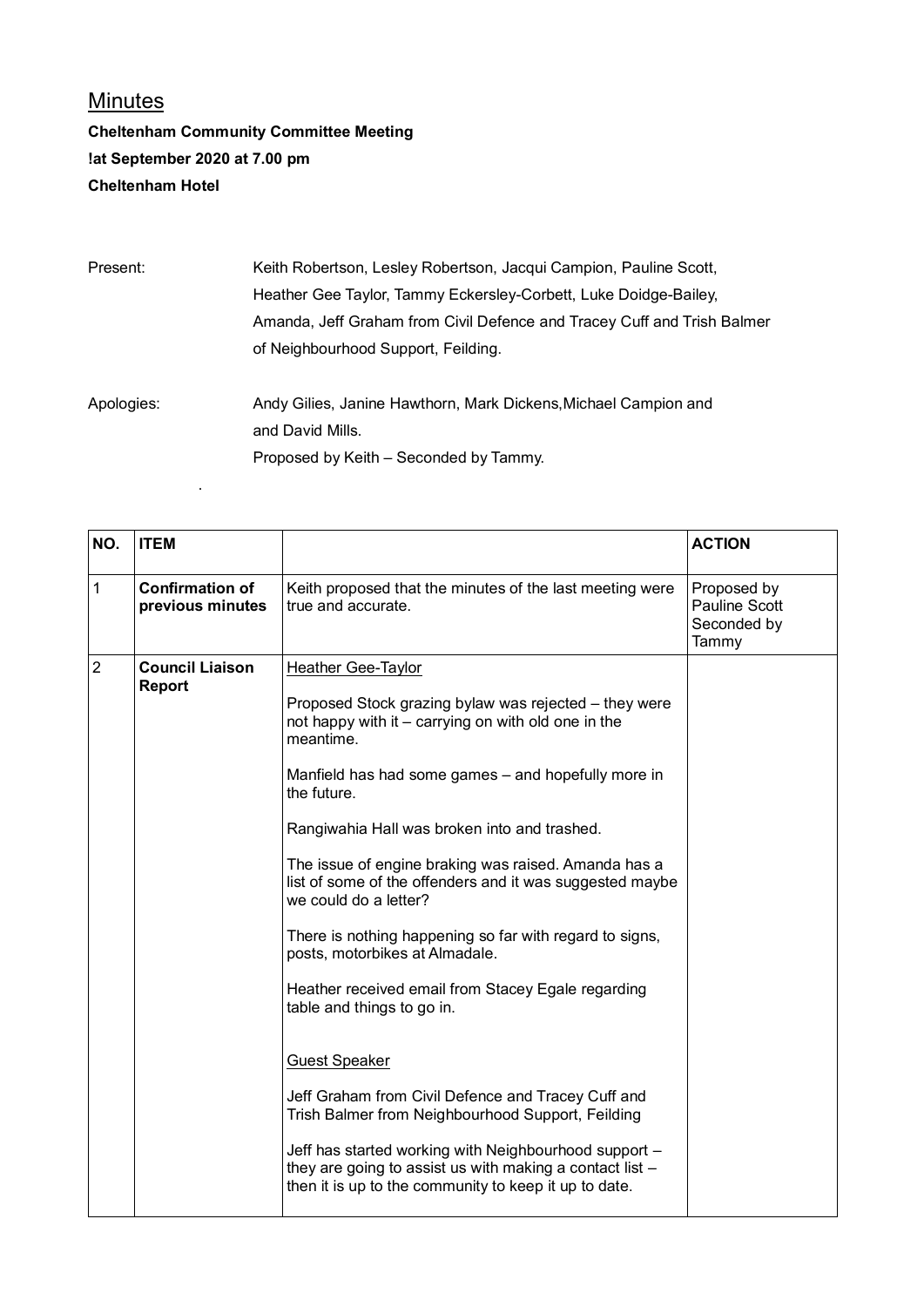## Minutes

**Cheltenham Community Committee Meeting**

**!at September 2020 at 7.00 pm**

**Cheltenham Hotel**

Present: Keith Robertson, Lesley Robertson, Jacqui Campion, Pauline Scott, Heather Gee Taylor, Tammy Eckersley-Corbett, Luke Doidge-Bailey, Amanda, Jeff Graham from Civil Defence and Tracey Cuff and Trish Balmer of Neighbourhood Support, Feilding.

Apologies: Andy Gilies, Janine Hawthorn, Mark Dickens,Michael Campion and and David Mills.

Proposed by Keith – Seconded by Tammy.

.

| NO. | ITEM | | ACTION |
|---|---|---|---|
| 1 | **Confirmation of previous minutes** | Keith proposed that the minutes of the last meeting were true and accurate. | Proposed by Pauline Scott Seconded by Tammy |
| 2 | **Council Liaison Report** | <u>Heather Gee-Taylor</u><br><br>Proposed Stock grazing bylaw was rejected – they were not happy with it – carrying on with old one in the meantime.<br><br>Manfield has had some games – and hopefully more in the future.<br><br>Rangiwahia Hall was broken into and trashed.<br><br>The issue of engine braking was raised. Amanda has a list of some of the offenders and it was suggested maybe we could do a letter?<br><br>There is nothing happening so far with regard to signs, posts, motorbikes at Almadale.<br><br>Heather received email from Stacey Egale regarding table and things to go in.<br><br><u>Guest Speaker</u><br><br>Jeff Graham from Civil Defence and Tracey Cuff and Trish Balmer from Neighbourhood Support, Feilding<br><br>Jeff has started working with Neighbourhood support – they are going to assist us with making a contact list – then it is up to the community to keep it up to date. | |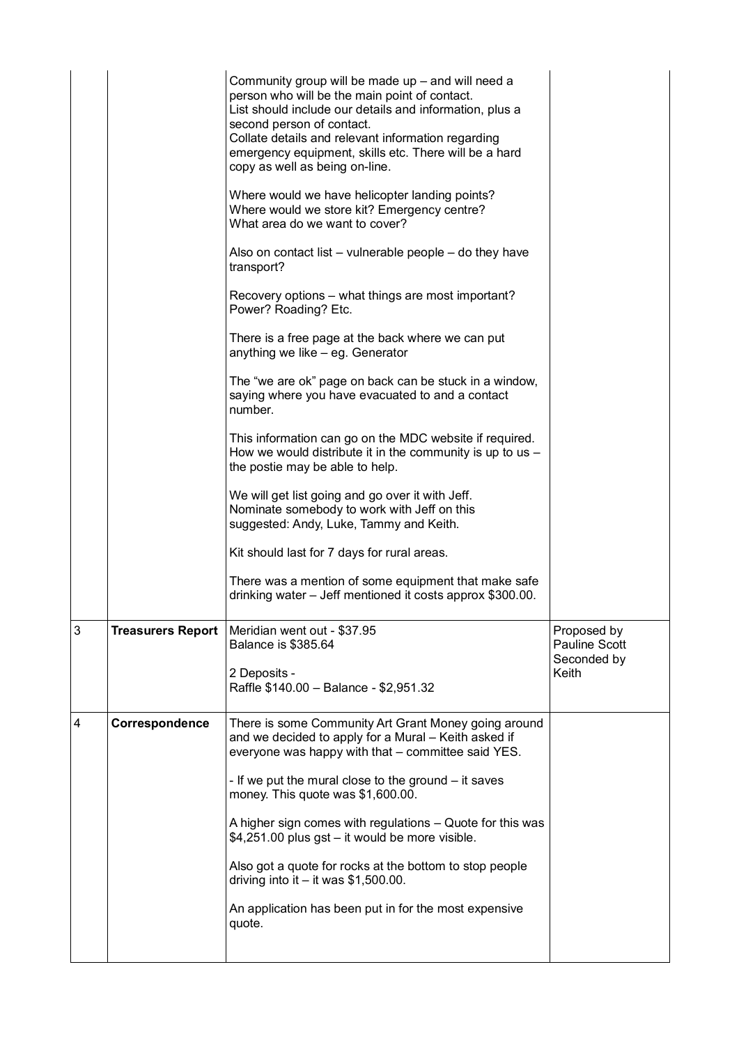| | | | |
|---|---|---|---|
| | | Community group will be made up – and will need a person who will be the main point of contact.<br>List should include our details and information, plus a second person of contact.<br>Collate details and relevant information regarding emergency equipment, skills etc. There will be a hard copy as well as being on-line.<br><br>Where would we have helicopter landing points?<br>Where would we store kit? Emergency centre?<br>What area do we want to cover?<br><br>Also on contact list – vulnerable people – do they have transport?<br><br>Recovery options – what things are most important? Power? Roading? Etc.<br><br>There is a free page at the back where we can put anything we like – eg. Generator<br><br>The "we are ok" page on back can be stuck in a window, saying where you have evacuated to and a contact number.<br><br>This information can go on the MDC website if required. How we would distribute it in the community is up to us – the postie may be able to help.<br><br>We will get list going and go over it with Jeff.<br>Nominate somebody to work with Jeff on this suggested: Andy, Luke, Tammy and Keith.<br><br>Kit should last for 7 days for rural areas.<br><br>There was a mention of some equipment that make safe drinking water – Jeff mentioned it costs approx $300.00. | |
| 3 | **Treasurers Report** | Meridian went out - $37.95<br>Balance is $385.64<br><br>2 Deposits -<br>Raffle $140.00 – Balance - $2,951.32 | Proposed by Pauline Scott<br>Seconded by Keith |
| 4 | **Correspondence** | There is some Community Art Grant Money going around and we decided to apply for a Mural – Keith asked if everyone was happy with that – committee said YES.<br><br>- If we put the mural close to the ground – it saves money. This quote was $1,600.00.<br><br>A higher sign comes with regulations – Quote for this was $4,251.00 plus gst – it would be more visible.<br><br>Also got a quote for rocks at the bottom to stop people driving into it – it was $1,500.00.<br><br>An application has been put in for the most expensive quote. | |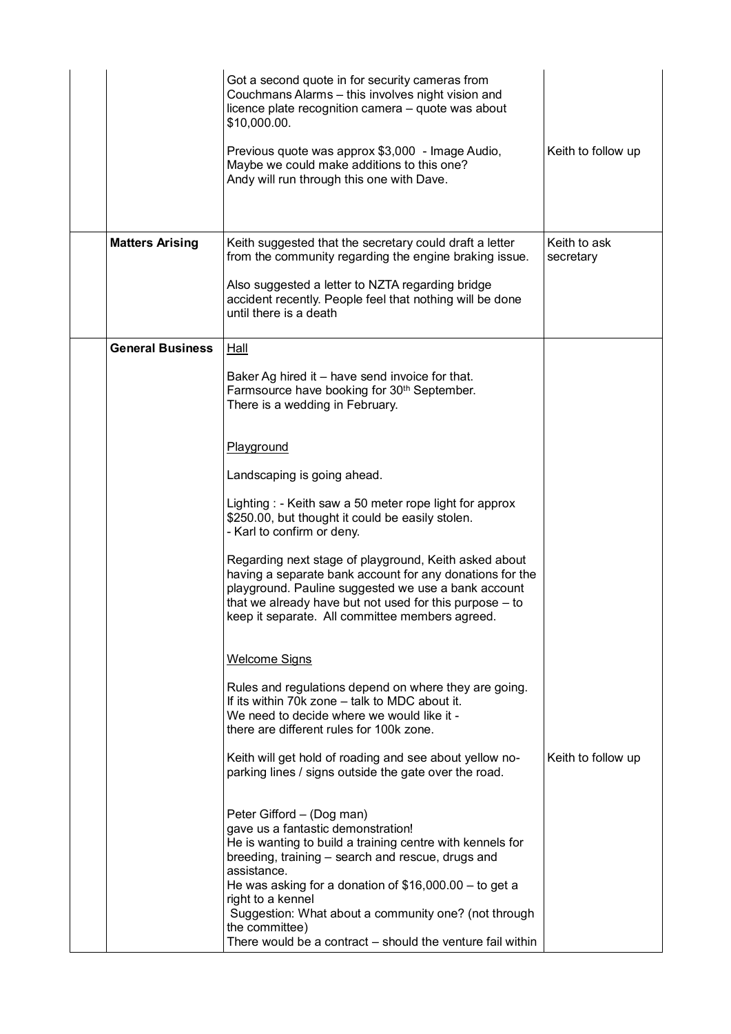| | | | |
|---|---|---|---|
| | | Got a second quote in for security cameras from Couchmans Alarms – this involves night vision and licence plate recognition camera – quote was about \$10,000.00.<br><br>Previous quote was approx \$3,000 - Image Audio, Maybe we could make additions to this one?<br>Andy will run through this one with Dave. | Keith to follow up |
| | **Matters Arising** | Keith suggested that the secretary could draft a letter from the community regarding the engine braking issue.<br><br>Also suggested a letter to NZTA regarding bridge accident recently. People feel that nothing will be done until there is a death | Keith to ask secretary |
| | **General Business** | <u>Hall</u><br><br>Baker Ag hired it – have send invoice for that.<br>Farmsource have booking for 30th September.<br>There is a wedding in February.<br><br><u>Playground</u><br><br>Landscaping is going ahead.<br><br>Lighting : - Keith saw a 50 meter rope light for approx \$250.00, but thought it could be easily stolen.<br>- Karl to confirm or deny.<br><br>Regarding next stage of playground, Keith asked about having a separate bank account for any donations for the playground. Pauline suggested we use a bank account that we already have but not used for this purpose – to keep it separate. All committee members agreed.<br><br><u>Welcome Signs</u><br><br>Rules and regulations depend on where they are going.<br>If its within 70k zone – talk to MDC about it.<br>We need to decide where we would like it -<br>there are different rules for 100k zone.<br><br>Keith will get hold of roading and see about yellow no-parking lines / signs outside the gate over the road.<br><br>Peter Gifford – (Dog man)<br>gave us a fantastic demonstration!<br>He is wanting to build a training centre with kennels for breeding, training – search and rescue, drugs and assistance.<br>He was asking for a donation of \$16,000.00 – to get a right to a kennel<br>Suggestion: What about a community one? (not through the committee)<br>There would be a contract – should the venture fail within | <br><br><br><br><br><br><br><br><br><br><br><br><br><br><br><br><br><br><br><br><br><br><br><br><br>Keith to follow up |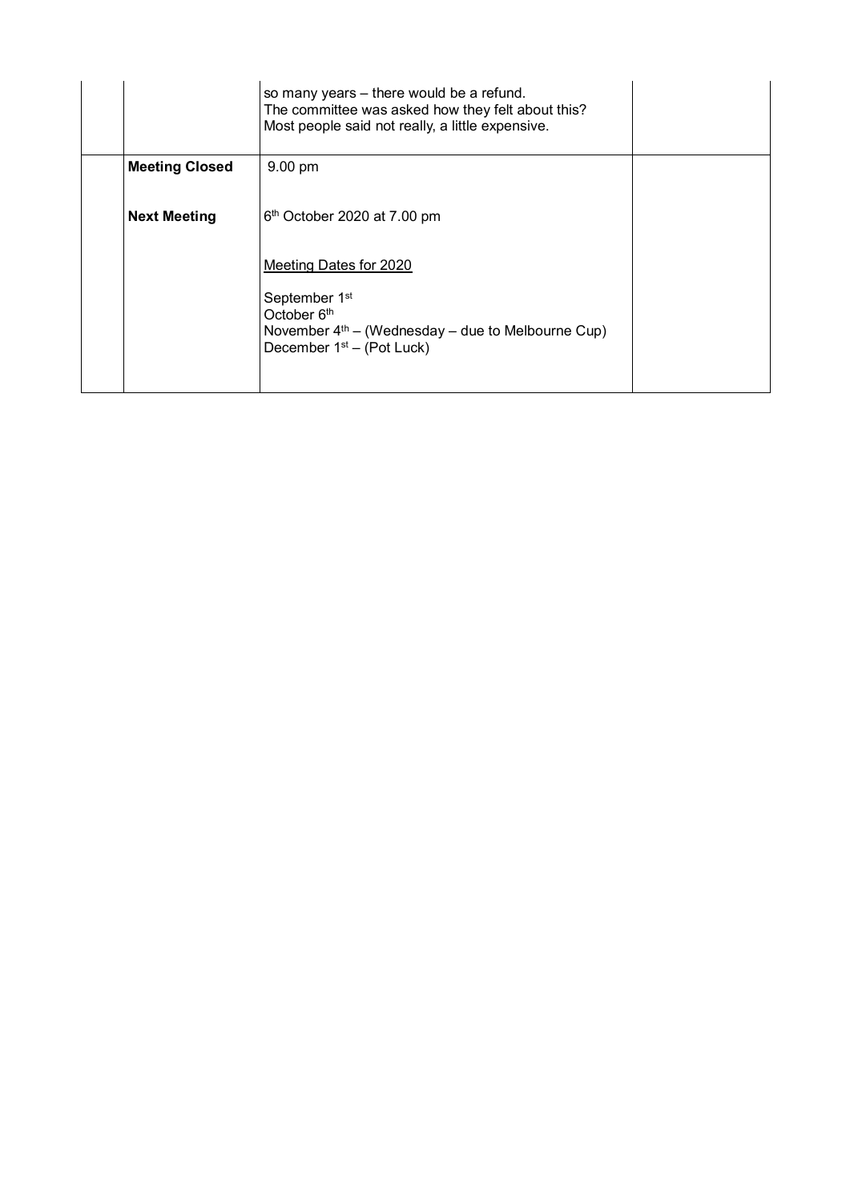| | | | |
|---|---|---|---|
| | | so many years – there would be a refund.<br>The committee was asked how they felt about this?<br>Most people said not really, a little expensive. | |
| | **Meeting Closed**<br><br>**Next Meeting** | 9.00 pm<br><br>6th October 2020 at 7.00 pm<br><br><u>Meeting Dates for 2020</u><br><br>September 1st<br>October 6th<br>November 4th – (Wednesday – due to Melbourne Cup)<br>December 1st – (Pot Luck) | |